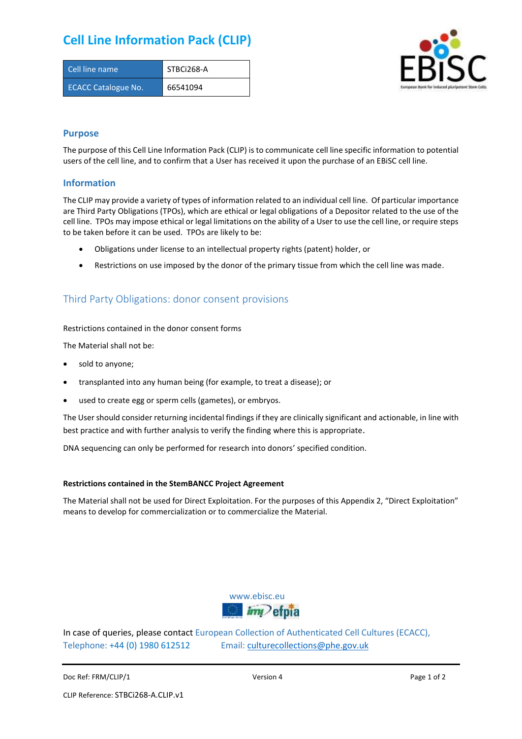# Cell Line Information Pack (CLIP)

| Cell line name | STBCi268-A |
|---|---|
| ECACC Catalogue No. | 66541094 |

## Purpose

The purpose of this Cell Line Information Pack (CLIP) is to communicate cell line specific information to potential users of the cell line, and to confirm that a User has received it upon the purchase of an EBiSC cell line.

## Information

The CLIP may provide a variety of types of information related to an individual cell line. Of particular importance are Third Party Obligations (TPOs), which are ethical or legal obligations of a Depositor related to the use of the cell line. TPOs may impose ethical or legal limitations on the ability of a User to use the cell line, or require steps to be taken before it can be used. TPOs are likely to be:

- Obligations under license to an intellectual property rights (patent) holder, or
- Restrictions on use imposed by the donor of the primary tissue from which the cell line was made.

## Third Party Obligations: donor consent provisions

Restrictions contained in the donor consent forms

The Material shall not be:

- sold to anyone;
- transplanted into any human being (for example, to treat a disease); or
- used to create egg or sperm cells (gametes), or embryos.

The User should consider returning incidental findings if they are clinically significant and actionable, in line with best practice and with further analysis to verify the finding where this is appropriate.

DNA sequencing can only be performed for research into donors' specified condition.

**Restrictions contained in the StemBANCC Project Agreement**

The Material shall not be used for Direct Exploitation. For the purposes of this Appendix 2, "Direct Exploitation" means to develop for commercialization or to commercialize the Material.

www.ebisc.eu

In case of queries, please contact European Collection of Authenticated Cell Cultures (ECACC), Telephone: +44 (0) 1980 612512 Email: culturecollections@phe.gov.uk

Doc Ref: FRM/CLIP/1 Version 4

CLIP Reference: STBCi268-A.CLIP.v1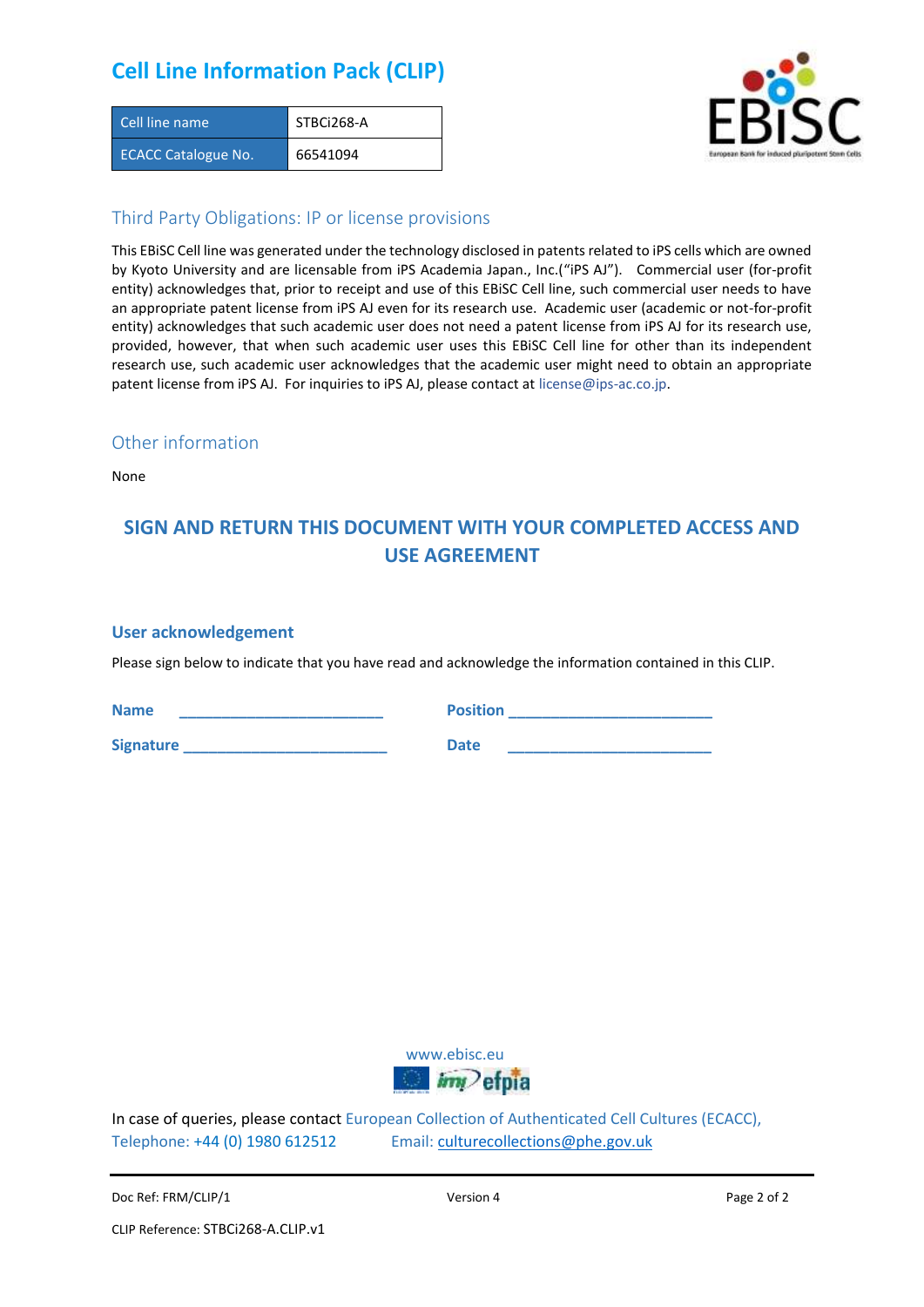# Cell Line Information Pack (CLIP)

| | |
|---|---|
| Cell line name | STBCi268-A |
| ECACC Catalogue No. | 66541094 |

## Third Party Obligations: IP or license provisions

This EBiSC Cell line was generated under the technology disclosed in patents related to iPS cells which are owned by Kyoto University and are licensable from iPS Academia Japan., Inc.("iPS AJ"). Commercial user (for-profit entity) acknowledges that, prior to receipt and use of this EBiSC Cell line, such commercial user needs to have an appropriate patent license from iPS AJ even for its research use. Academic user (academic or not-for-profit entity) acknowledges that such academic user does not need a patent license from iPS AJ for its research use, provided, however, that when such academic user uses this EBiSC Cell line for other than its independent research use, such academic user acknowledges that the academic user might need to obtain an appropriate patent license from iPS AJ. For inquiries to iPS AJ, please contact at license@ips-ac.co.jp.

## Other information

None

## SIGN AND RETURN THIS DOCUMENT WITH YOUR COMPLETED ACCESS AND USE AGREEMENT

### User acknowledgement

Please sign below to indicate that you have read and acknowledge the information contained in this CLIP.

**Name** _________________________ **Position** _________________________

**Signature** _________________________ **Date** _________________________

www.ebisc.eu

In case of queries, please contact European Collection of Authenticated Cell Cultures (ECACC), Telephone: +44 (0) 1980 612512 Email: culturecollections@phe.gov.uk

Doc Ref: FRM/CLIP/1 Version 4

CLIP Reference: STBCi268-A.CLIP.v1